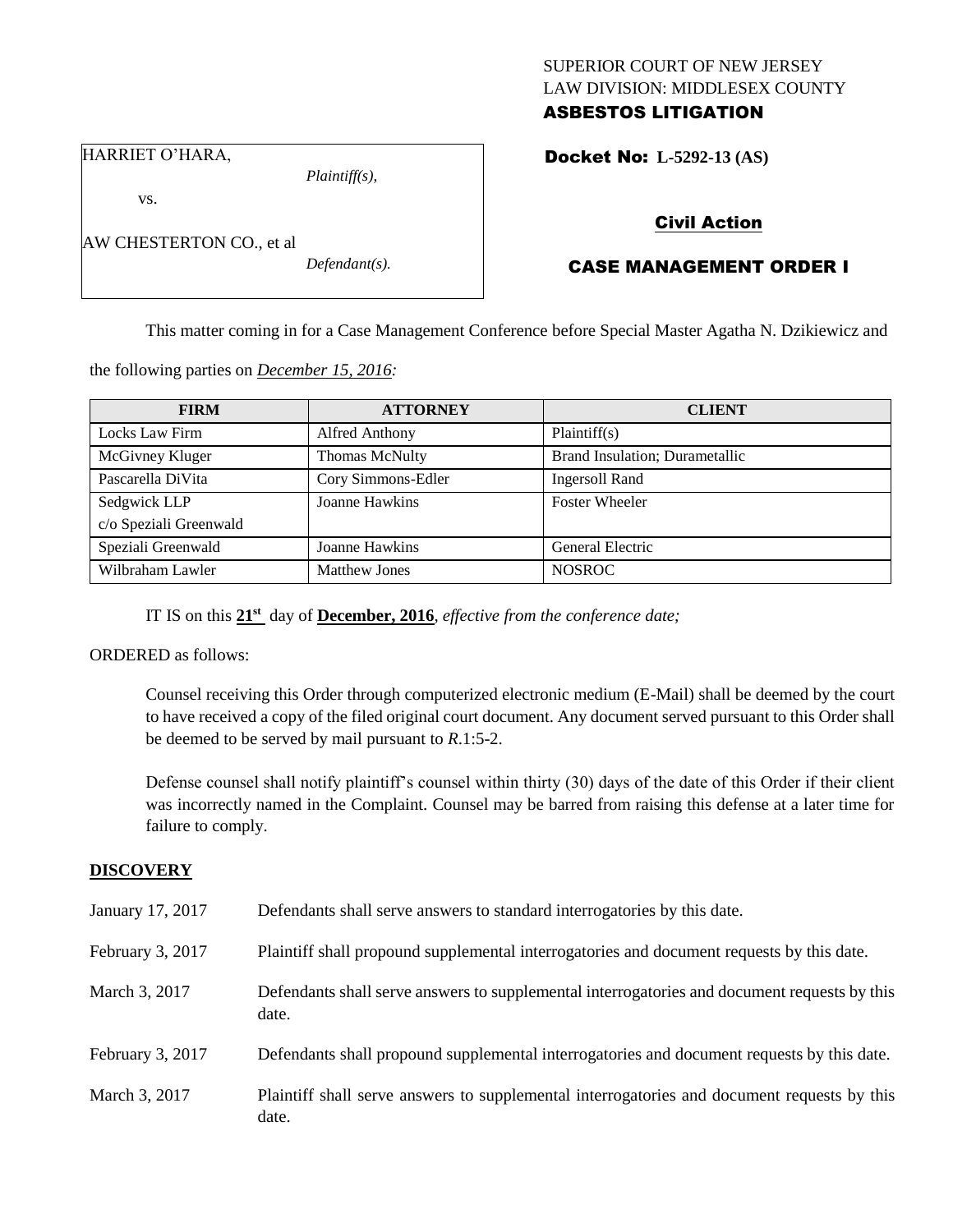SUPERIOR COURT OF NEW JERSEY
LAW DIVISION: MIDDLESEX COUNTY
**ASBESTOS LITIGATION**

HARRIET O'HARA,
*Plaintiff(s),*

vs.

AW CHESTERTON CO., et al
*Defendant(s).*

**Docket No: L-5292-13 (AS)**

**Civil Action**

**CASE MANAGEMENT ORDER I**

This matter coming in for a Case Management Conference before Special Master Agatha N. Dzikiewicz and the following parties on *December 15, 2016:*

| FIRM | ATTORNEY | CLIENT |
|---|---|---|
| Locks Law Firm | Alfred Anthony | Plaintiff(s) |
| McGivney Kluger | Thomas McNulty | Brand Insulation; Durametallic |
| Pascarella DiVita | Cory Simmons-Edler | Ingersoll Rand |
| Sedgwick LLP c/o Speziali Greenwald | Joanne Hawkins | Foster Wheeler |
| Speziali Greenwald | Joanne Hawkins | General Electric |
| Wilbraham Lawler | Matthew Jones | NOSROC |

IT IS on this **21st** day of **December, 2016**, *effective from the conference date;*

ORDERED as follows:

Counsel receiving this Order through computerized electronic medium (E-Mail) shall be deemed by the court to have received a copy of the filed original court document. Any document served pursuant to this Order shall be deemed to be served by mail pursuant to *R*.1:5-2.

Defense counsel shall notify plaintiff's counsel within thirty (30) days of the date of this Order if their client was incorrectly named in the Complaint. Counsel may be barred from raising this defense at a later time for failure to comply.

## DISCOVERY

| | |
|---|---|
| January 17, 2017 | Defendants shall serve answers to standard interrogatories by this date. |
| February 3, 2017 | Plaintiff shall propound supplemental interrogatories and document requests by this date. |
| March 3, 2017 | Defendants shall serve answers to supplemental interrogatories and document requests by this date. |
| February 3, 2017 | Defendants shall propound supplemental interrogatories and document requests by this date. |
| March 3, 2017 | Plaintiff shall serve answers to supplemental interrogatories and document requests by this date. |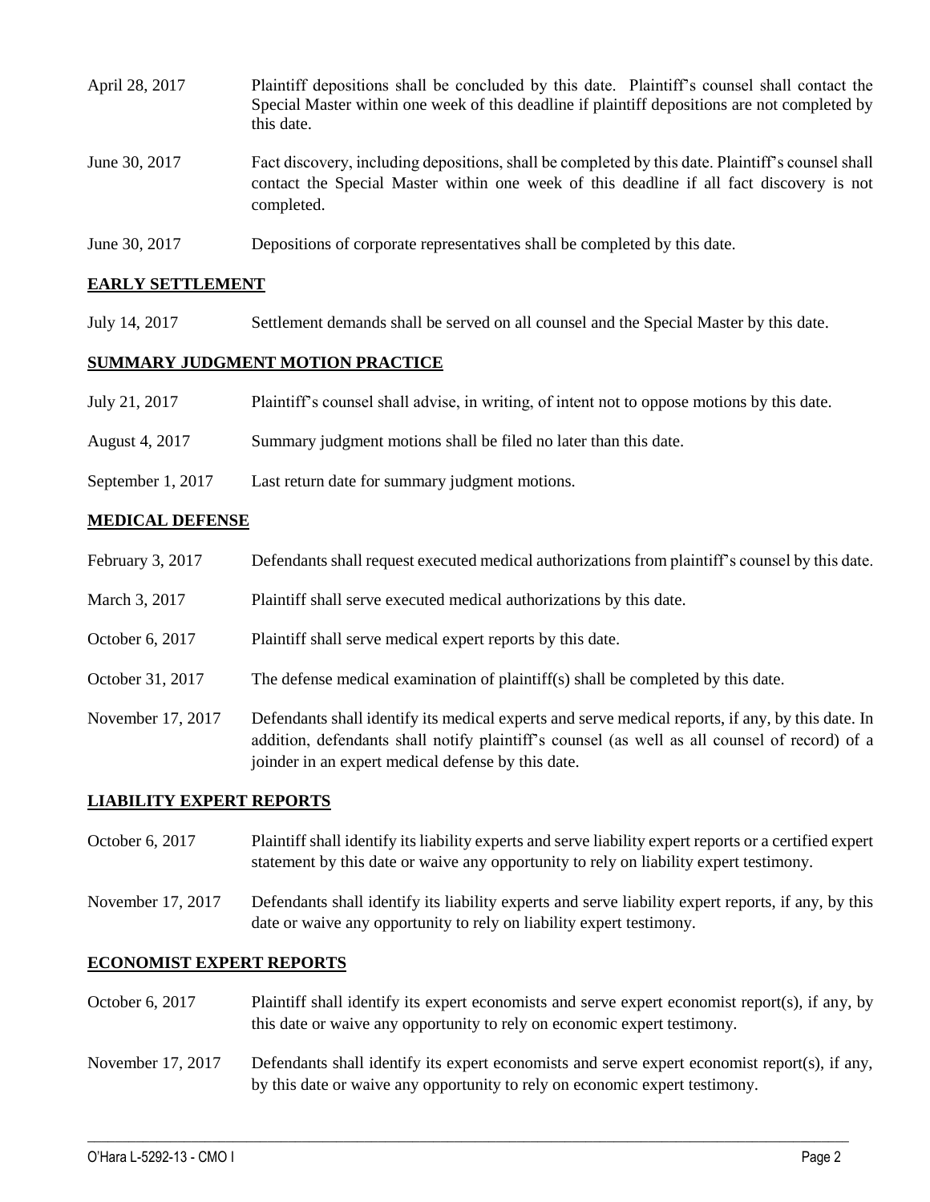| | |
|---|---|
| April 28, 2017 | Plaintiff depositions shall be concluded by this date. Plaintiff's counsel shall contact the Special Master within one week of this deadline if plaintiff depositions are not completed by this date. |
| June 30, 2017 | Fact discovery, including depositions, shall be completed by this date. Plaintiff's counsel shall contact the Special Master within one week of this deadline if all fact discovery is not completed. |
| June 30, 2017 | Depositions of corporate representatives shall be completed by this date. |

## EARLY SETTLEMENT

| | |
|---|---|
| July 14, 2017 | Settlement demands shall be served on all counsel and the Special Master by this date. |

## SUMMARY JUDGMENT MOTION PRACTICE

| | |
|---|---|
| July 21, 2017 | Plaintiff's counsel shall advise, in writing, of intent not to oppose motions by this date. |
| August 4, 2017 | Summary judgment motions shall be filed no later than this date. |
| September 1, 2017 | Last return date for summary judgment motions. |

## MEDICAL DEFENSE

| | |
|---|---|
| February 3, 2017 | Defendants shall request executed medical authorizations from plaintiff's counsel by this date. |
| March 3, 2017 | Plaintiff shall serve executed medical authorizations by this date. |
| October 6, 2017 | Plaintiff shall serve medical expert reports by this date. |
| October 31, 2017 | The defense medical examination of plaintiff(s) shall be completed by this date. |
| November 17, 2017 | Defendants shall identify its medical experts and serve medical reports, if any, by this date. In addition, defendants shall notify plaintiff's counsel (as well as all counsel of record) of a joinder in an expert medical defense by this date. |

## LIABILITY EXPERT REPORTS

| | |
|---|---|
| October 6, 2017 | Plaintiff shall identify its liability experts and serve liability expert reports or a certified expert statement by this date or waive any opportunity to rely on liability expert testimony. |
| November 17, 2017 | Defendants shall identify its liability experts and serve liability expert reports, if any, by this date or waive any opportunity to rely on liability expert testimony. |

## ECONOMIST EXPERT REPORTS

| | |
|---|---|
| October 6, 2017 | Plaintiff shall identify its expert economists and serve expert economist report(s), if any, by this date or waive any opportunity to rely on economic expert testimony. |
| November 17, 2017 | Defendants shall identify its expert economists and serve expert economist report(s), if any, by this date or waive any opportunity to rely on economic expert testimony. |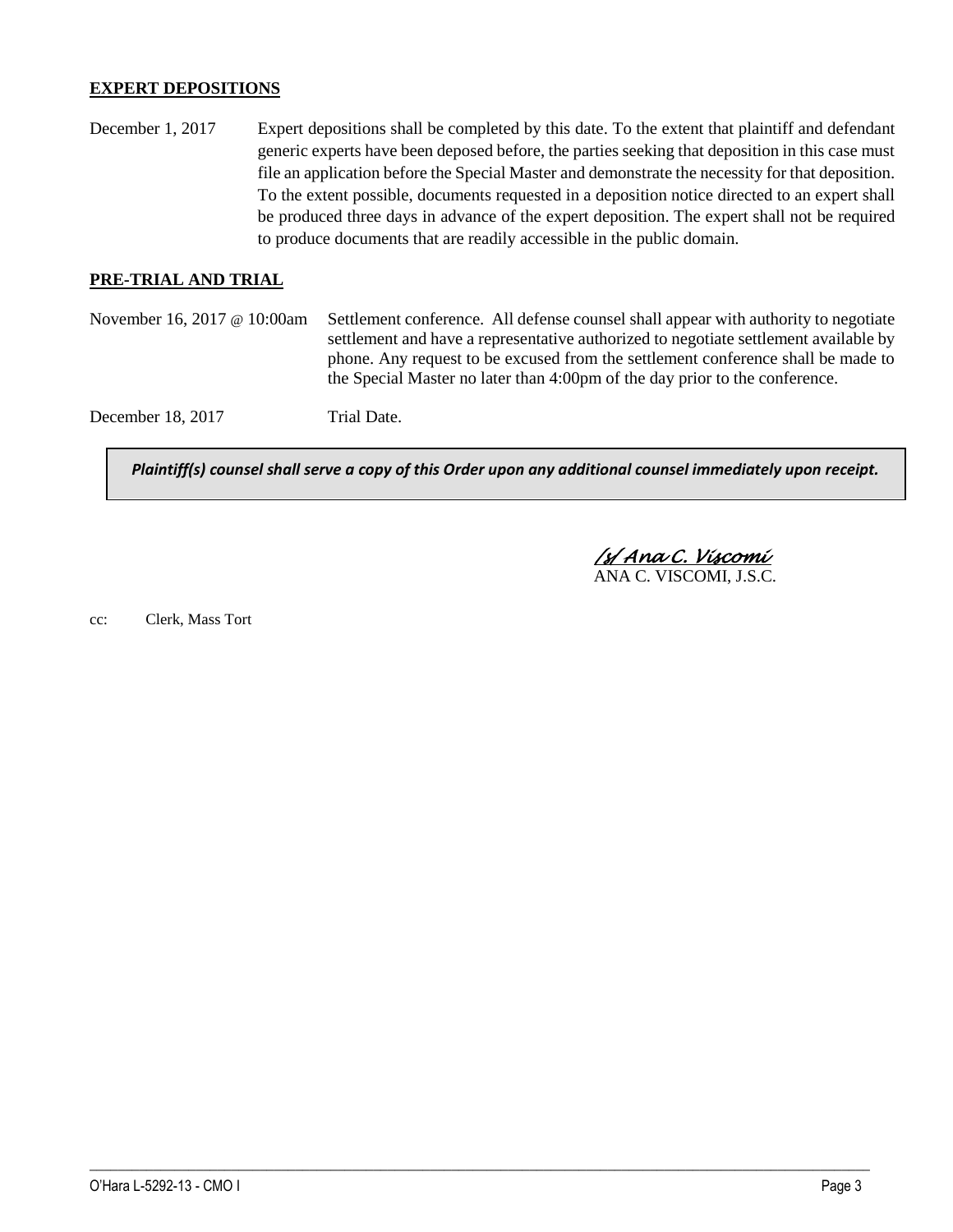**EXPERT DEPOSITIONS**

December 1, 2017 — Expert depositions shall be completed by this date. To the extent that plaintiff and defendant generic experts have been deposed before, the parties seeking that deposition in this case must file an application before the Special Master and demonstrate the necessity for that deposition. To the extent possible, documents requested in a deposition notice directed to an expert shall be produced three days in advance of the expert deposition. The expert shall not be required to produce documents that are readily accessible in the public domain.

**PRE-TRIAL AND TRIAL**

November 16, 2017 @ 10:00am — Settlement conference. All defense counsel shall appear with authority to negotiate settlement and have a representative authorized to negotiate settlement available by phone. Any request to be excused from the settlement conference shall be made to the Special Master no later than 4:00pm of the day prior to the conference.

December 18, 2017 — Trial Date.

***Plaintiff(s) counsel shall serve a copy of this Order upon any additional counsel immediately upon receipt.***

/s/ Ana C. Viscomi
ANA C. VISCOMI, J.S.C.

cc: Clerk, Mass Tort